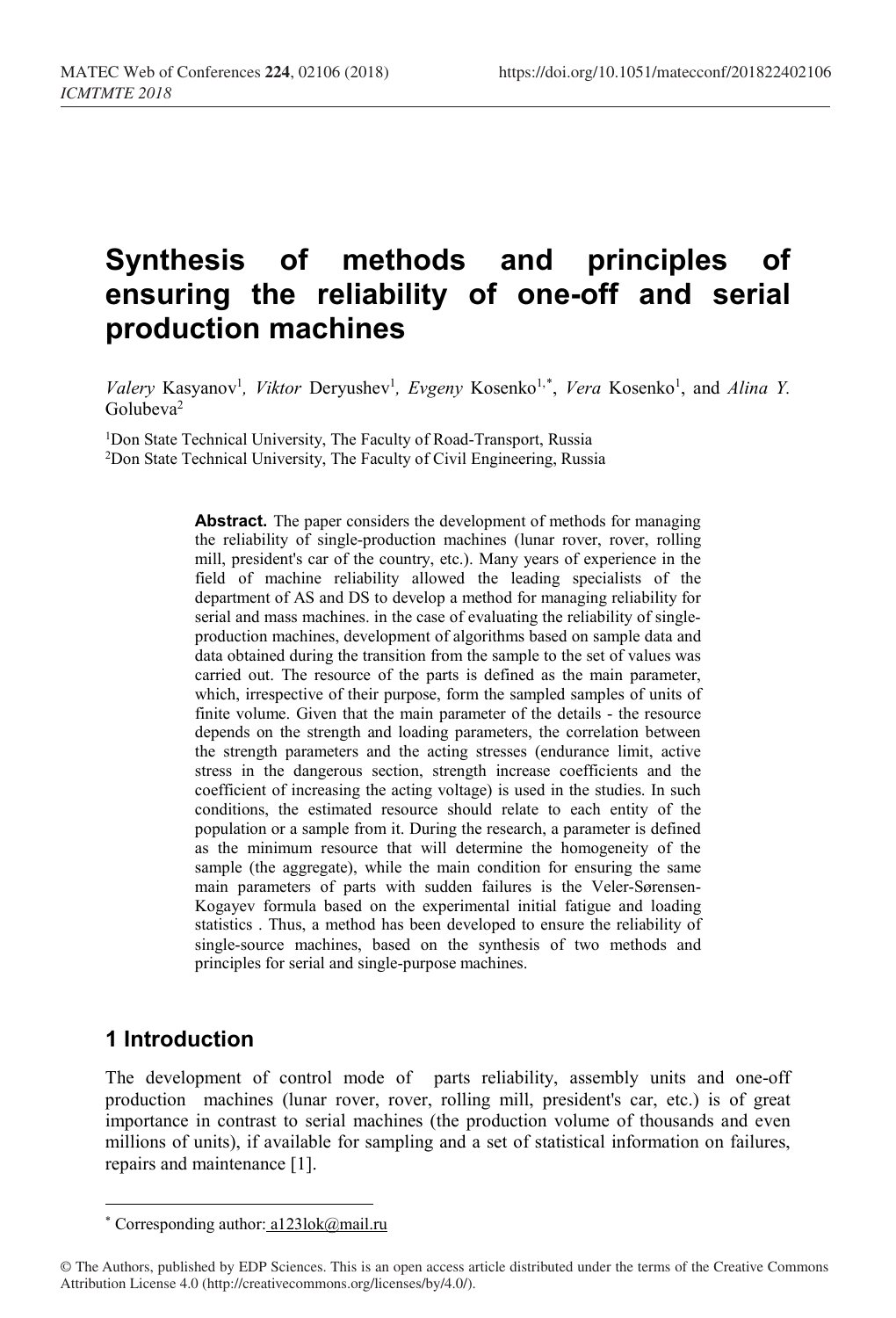# Synthesis of methods and principles of ensuring the reliability of one-off and serial production machines

*Valery* Kasyanov[1], *Viktor* Deryushev[1], *Evgeny* Kosenko[1,*], *Vera* Kosenko[1], and *Alina Y.* Golubeva[2]

[1]Don State Technical University, The Faculty of Road-Transport, Russia
[2]Don State Technical University, The Faculty of Civil Engineering, Russia

**Abstract.** The paper considers the development of methods for managing the reliability of single-production machines (lunar rover, rover, rolling mill, president's car of the country, etc.). Many years of experience in the field of machine reliability allowed the leading specialists of the department of AS and DS to develop a method for managing reliability for serial and mass machines. in the case of evaluating the reliability of single-production machines, development of algorithms based on sample data and data obtained during the transition from the sample to the set of values was carried out. The resource of the parts is defined as the main parameter, which, irrespective of their purpose, form the sampled samples of units of finite volume. Given that the main parameter of the details - the resource depends on the strength and loading parameters, the correlation between the strength parameters and the acting stresses (endurance limit, active stress in the dangerous section, strength increase coefficients and the coefficient of increasing the acting voltage) is used in the studies. In such conditions, the estimated resource should relate to each entity of the population or a sample from it. During the research, a parameter is defined as the minimum resource that will determine the homogeneity of the sample (the aggregate), while the main condition for ensuring the same main parameters of parts with sudden failures is the Veler-Sørensen-Kogayev formula based on the experimental initial fatigue and loading statistics . Thus, a method has been developed to ensure the reliability of single-source machines, based on the synthesis of two methods and principles for serial and single-purpose machines.

## 1 Introduction

The development of control mode of parts reliability, assembly units and one-off production machines (lunar rover, rover, rolling mill, president's car, etc.) is of great importance in contrast to serial machines (the production volume of thousands and even millions of units), if available for sampling and a set of statistical information on failures, repairs and maintenance [1].

[*] Corresponding author: a123lok@mail.ru

© The Authors, published by EDP Sciences. This is an open access article distributed under the terms of the Creative Commons Attribution License 4.0 (http://creativecommons.org/licenses/by/4.0/).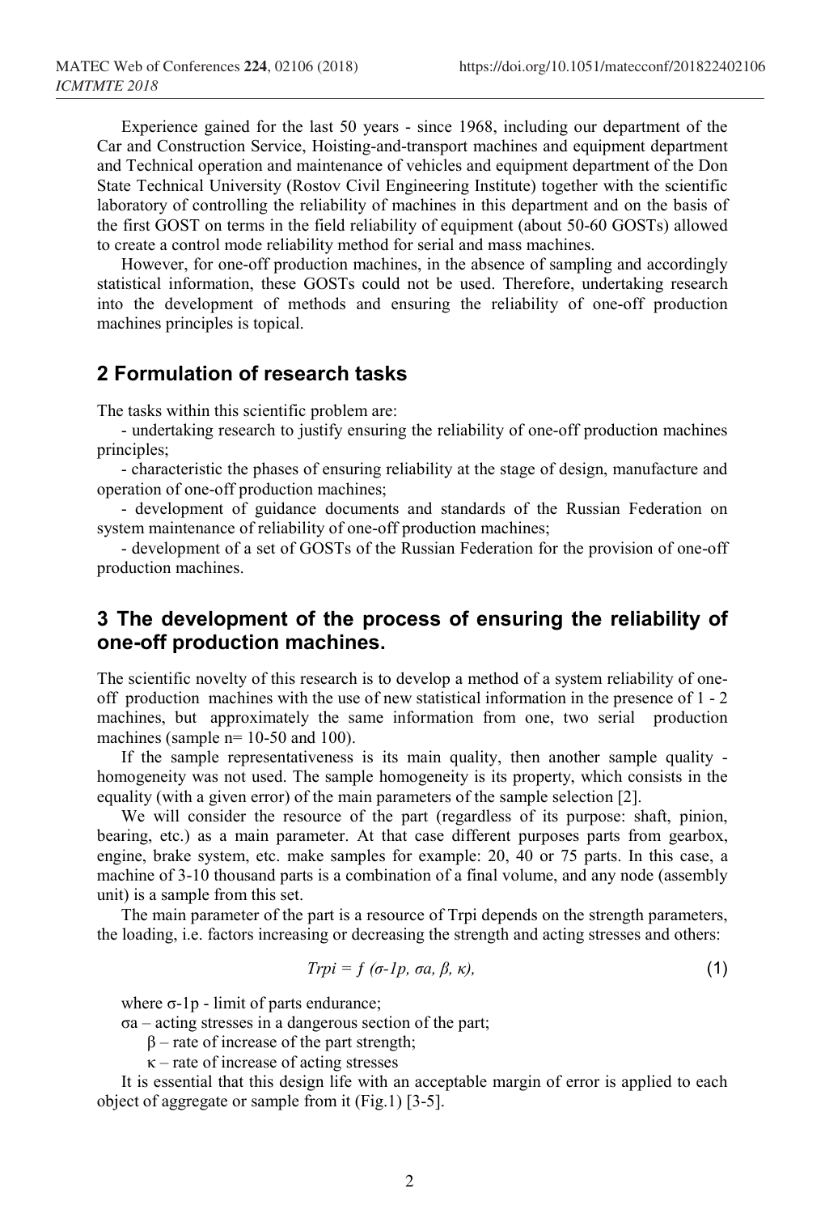Experience gained for the last 50 years - since 1968, including our department of the Car and Construction Service, Hoisting-and-transport machines and equipment department and Technical operation and maintenance of vehicles and equipment department of the Don State Technical University (Rostov Civil Engineering Institute) together with the scientific laboratory of controlling the reliability of machines in this department and on the basis of the first GOST on terms in the field reliability of equipment (about 50-60 GOSTs) allowed to create a control mode reliability method for serial and mass machines.

However, for one-off production machines, in the absence of sampling and accordingly statistical information, these GOSTs could not be used. Therefore, undertaking research into the development of methods and ensuring the reliability of one-off production machines principles is topical.

## 2 Formulation of research tasks

The tasks within this scientific problem are:

- undertaking research to justify ensuring the reliability of one-off production machines principles;
- characteristic the phases of ensuring reliability at the stage of design, manufacture and operation of one-off production machines;
- development of guidance documents and standards of the Russian Federation on system maintenance of reliability of one-off production machines;
- development of a set of GOSTs of the Russian Federation for the provision of one-off production machines.

## 3 The development of the process of ensuring the reliability of one-off production machines.

The scientific novelty of this research is to develop a method of a system reliability of one-off production machines with the use of new statistical information in the presence of 1 - 2 machines, but approximately the same information from one, two serial production machines (sample n= 10-50 and 100).

If the sample representativeness is its main quality, then another sample quality - homogeneity was not used. The sample homogeneity is its property, which consists in the equality (with a given error) of the main parameters of the sample selection [2].

We will consider the resource of the part (regardless of its purpose: shaft, pinion, bearing, etc.) as a main parameter. At that case different purposes parts from gearbox, engine, brake system, etc. make samples for example: 20, 40 or 75 parts. In this case, a machine of 3-10 thousand parts is a combination of a final volume, and any node (assembly unit) is a sample from this set.

The main parameter of the part is a resource of Trpi depends on the strength parameters, the loading, i.e. factors increasing or decreasing the strength and acting stresses and others:

$$Trpi = f(\sigma\text{-}1p, \sigma a, \beta, \kappa), \tag{1}$$

where σ-1p - limit of parts endurance;

σa – acting stresses in a dangerous section of the part;

β – rate of increase of the part strength;

κ – rate of increase of acting stresses

It is essential that this design life with an acceptable margin of error is applied to each object of aggregate or sample from it (Fig.1) [3-5].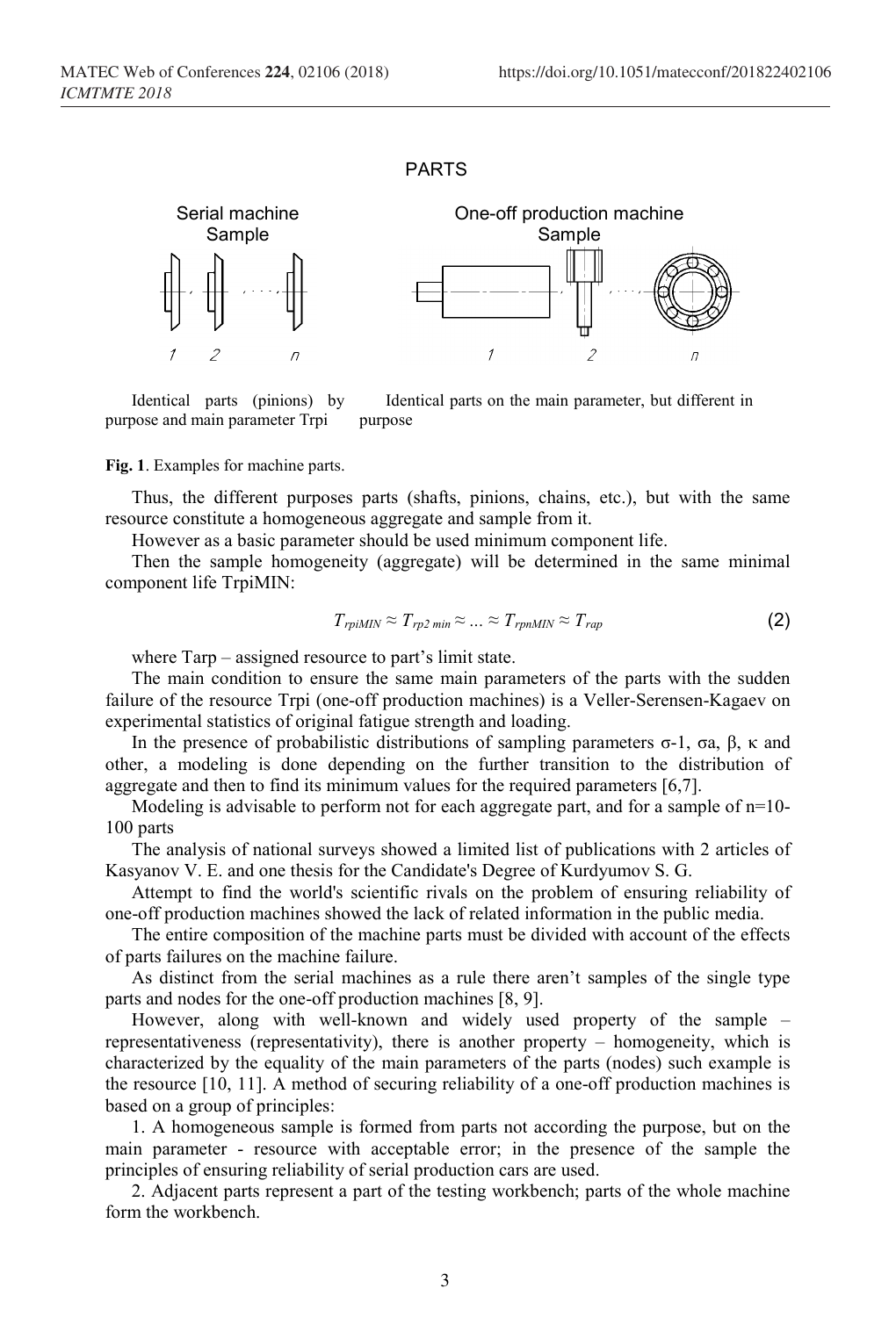PARTS

Serial machine Sample

One-off production machine Sample

Identical parts (pinions) by purpose and main parameter Trpi

Identical parts on the main parameter, but different in purpose

**Fig. 1**. Examples for machine parts.

Thus, the different purposes parts (shafts, pinions, chains, etc.), but with the same resource constitute a homogeneous aggregate and sample from it.

However as a basic parameter should be used minimum component life.

Then the sample homogeneity (aggregate) will be determined in the same minimal component life TrpiMIN:

$$T_{rpiMIN} \approx T_{rp2\,min} \approx \ldots \approx T_{rpnMIN} \approx T_{rap} \tag{2}$$

where Tarp – assigned resource to part's limit state.

The main condition to ensure the same main parameters of the parts with the sudden failure of the resource Trpi (one-off production machines) is a Veller-Serensen-Kagaev on experimental statistics of original fatigue strength and loading.

In the presence of probabilistic distributions of sampling parameters σ-1, σa, β, κ and other, a modeling is done depending on the further transition to the distribution of aggregate and then to find its minimum values for the required parameters [6,7].

Modeling is advisable to perform not for each aggregate part, and for a sample of n=10-100 parts

The analysis of national surveys showed a limited list of publications with 2 articles of Kasyanov V. E. and one thesis for the Candidate's Degree of Kurdyumov S. G.

Attempt to find the world's scientific rivals on the problem of ensuring reliability of one-off production machines showed the lack of related information in the public media.

The entire composition of the machine parts must be divided with account of the effects of parts failures on the machine failure.

As distinct from the serial machines as a rule there aren't samples of the single type parts and nodes for the one-off production machines [8, 9].

However, along with well-known and widely used property of the sample – representativeness (representativity), there is another property – homogeneity, which is characterized by the equality of the main parameters of the parts (nodes) such example is the resource [10, 11]. A method of securing reliability of a one-off production machines is based on a group of principles:

1. A homogeneous sample is formed from parts not according the purpose, but on the main parameter - resource with acceptable error; in the presence of the sample the principles of ensuring reliability of serial production cars are used.

2. Adjacent parts represent a part of the testing workbench; parts of the whole machine form the workbench.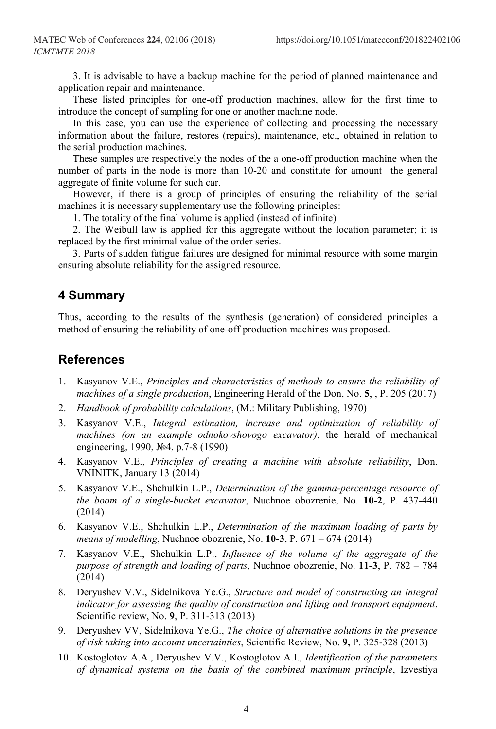3. It is advisable to have a backup machine for the period of planned maintenance and application repair and maintenance.

These listed principles for one-off production machines, allow for the first time to introduce the concept of sampling for one or another machine node.

In this case, you can use the experience of collecting and processing the necessary information about the failure, restores (repairs), maintenance, etc., obtained in relation to the serial production machines.

These samples are respectively the nodes of the a one-off production machine when the number of parts in the node is more than 10-20 and constitute for amount the general aggregate of finite volume for such car.

However, if there is a group of principles of ensuring the reliability of the serial machines it is necessary supplementary use the following principles:

1. The totality of the final volume is applied (instead of infinite)

2. The Weibull law is applied for this aggregate without the location parameter; it is replaced by the first minimal value of the order series.

3. Parts of sudden fatigue failures are designed for minimal resource with some margin ensuring absolute reliability for the assigned resource.

## 4 Summary

Thus, according to the results of the synthesis (generation) of considered principles a method of ensuring the reliability of one-off production machines was proposed.

## References

1. Kasyanov V.E., *Principles and characteristics of methods to ensure the reliability of machines of a single production*, Engineering Herald of the Don, No. **5**, , P. 205 (2017)
2. *Handbook of probability calculations*, (M.: Military Publishing, 1970)
3. Kasyanov V.E., *Integral estimation, increase and optimization of reliability of machines (on an example odnokovshovogo excavator)*, the herald of mechanical engineering, 1990, №4, p.7-8 (1990)
4. Kasyanov V.E., *Principles of creating a machine with absolute reliability*, Don. VNINITK, January 13 (2014)
5. Kasyanov V.E., Shchulkin L.P., *Determination of the gamma-percentage resource of the boom of a single-bucket excavator*, Nuchnoe obozrenie, No. **10-2**, P. 437-440 (2014)
6. Kasyanov V.E., Shchulkin L.P., *Determination of the maximum loading of parts by means of modelling*, Nuchnoe obozrenie, No. **10-3**, P. 671 – 674 (2014)
7. Kasyanov V.E., Shchulkin L.P., *Influence of the volume of the aggregate of the purpose of strength and loading of parts*, Nuchnoe obozrenie, No. **11-3**, P. 782 – 784 (2014)
8. Deryushev V.V., Sidelnikova Ye.G., *Structure and model of constructing an integral indicator for assessing the quality of construction and lifting and transport equipment*, Scientific review, No. **9**, P. 311-313 (2013)
9. Deryushev VV, Sidelnikova Ye.G., *The choice of alternative solutions in the presence of risk taking into account uncertainties*, Scientific Review, No. **9,** P. 325-328 (2013)
10. Kostoglotov A.A., Deryushev V.V., Kostoglotov A.I., *Identification of the parameters of dynamical systems on the basis of the combined maximum principle*, Izvestiya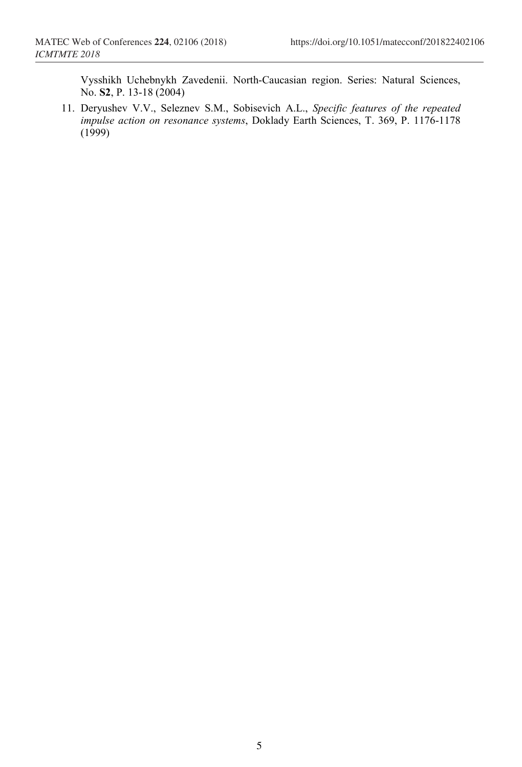Vysshikh Uchebnykh Zavedenii. North-Caucasian region. Series: Natural Sciences, No. **S2**, P. 13-18 (2004)

11. Deryushev V.V., Seleznev S.M., Sobisevich A.L., *Specific features of the repeated impulse action on resonance systems*, Doklady Earth Sciences, T. 369, P. 1176-1178 (1999)